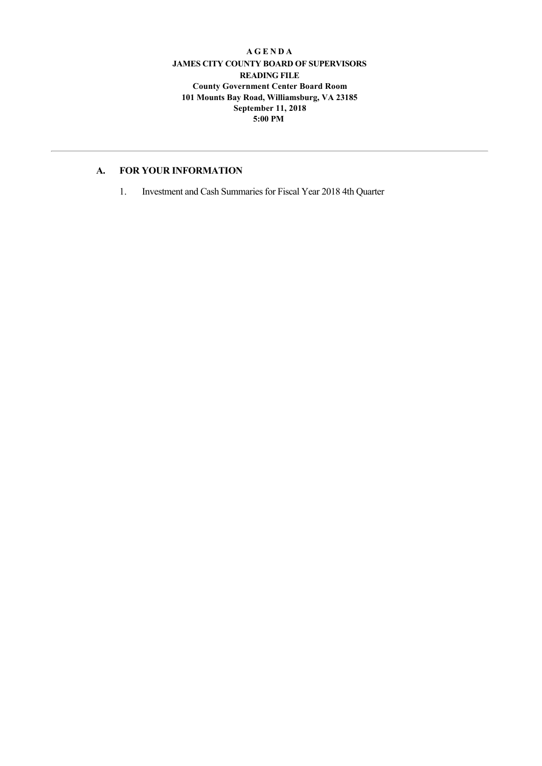**A G E N D A**

**JAMES CITY COUNTY BOARD OF SUPERVISORS**

**READING FILE**

**County Government Center Board Room**

**101 Mounts Bay Road, Williamsburg, VA 23185**

**September 11, 2018**

**5:00 PM**

---

## A. FOR YOUR INFORMATION

1. Investment and Cash Summaries for Fiscal Year 2018 4th Quarter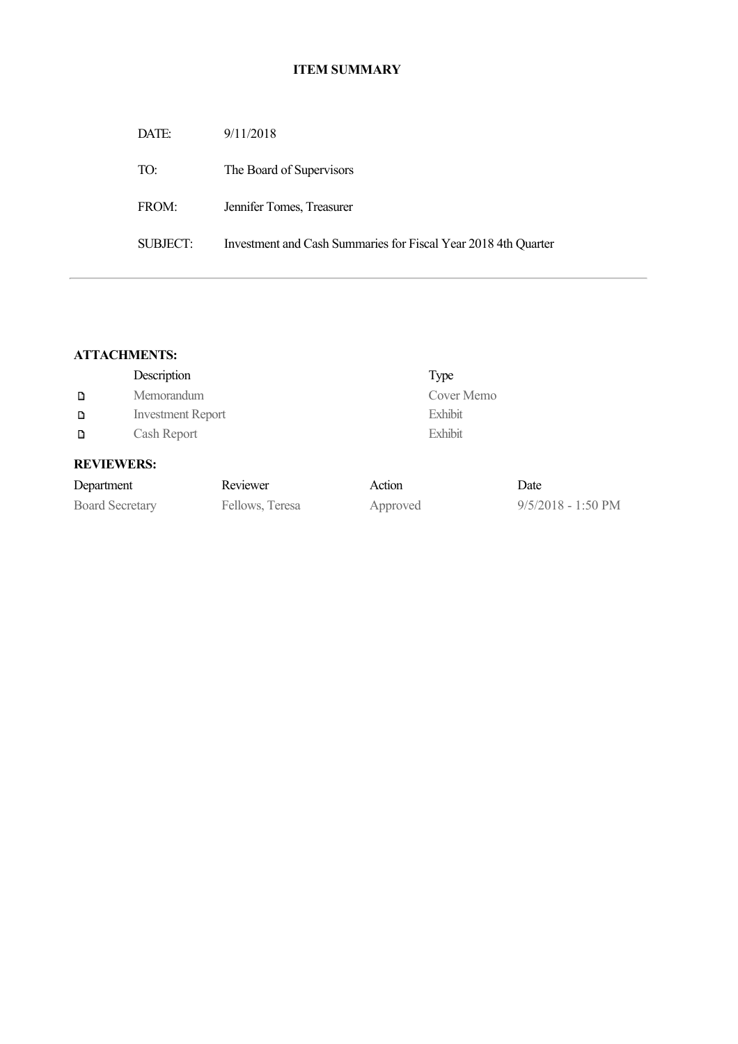# ITEM SUMMARY

| | |
|---|---|
| DATE: | 9/11/2018 |
| TO: | The Board of Supervisors |
| FROM: | Jennifer Tomes, Treasurer |
| SUBJECT: | Investment and Cash Summaries for Fiscal Year 2018 4th Quarter |

---

**ATTACHMENTS:**

| Description | Type |
|---|---|
| Memorandum | Cover Memo |
| Investment Report | Exhibit |
| Cash Report | Exhibit |

**REVIEWERS:**

| Department | Reviewer | Action | Date |
|---|---|---|---|
| Board Secretary | Fellows, Teresa | Approved | 9/5/2018 - 1:50 PM |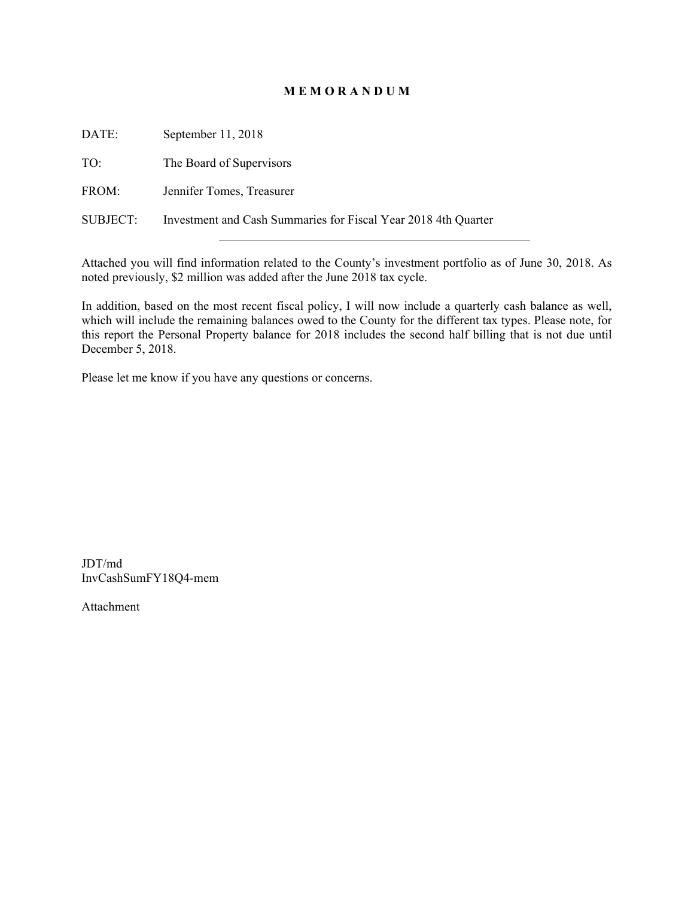# M E M O R A N D U M

DATE: September 11, 2018

TO: The Board of Supervisors

FROM: Jennifer Tomes, Treasurer

SUBJECT: Investment and Cash Summaries for Fiscal Year 2018 4th Quarter

---

Attached you will find information related to the County's investment portfolio as of June 30, 2018. As noted previously, $2 million was added after the June 2018 tax cycle.

In addition, based on the most recent fiscal policy, I will now include a quarterly cash balance as well, which will include the remaining balances owed to the County for the different tax types. Please note, for this report the Personal Property balance for 2018 includes the second half billing that is not due until December 5, 2018.

Please let me know if you have any questions or concerns.

JDT/md
InvCashSumFY18Q4-mem

Attachment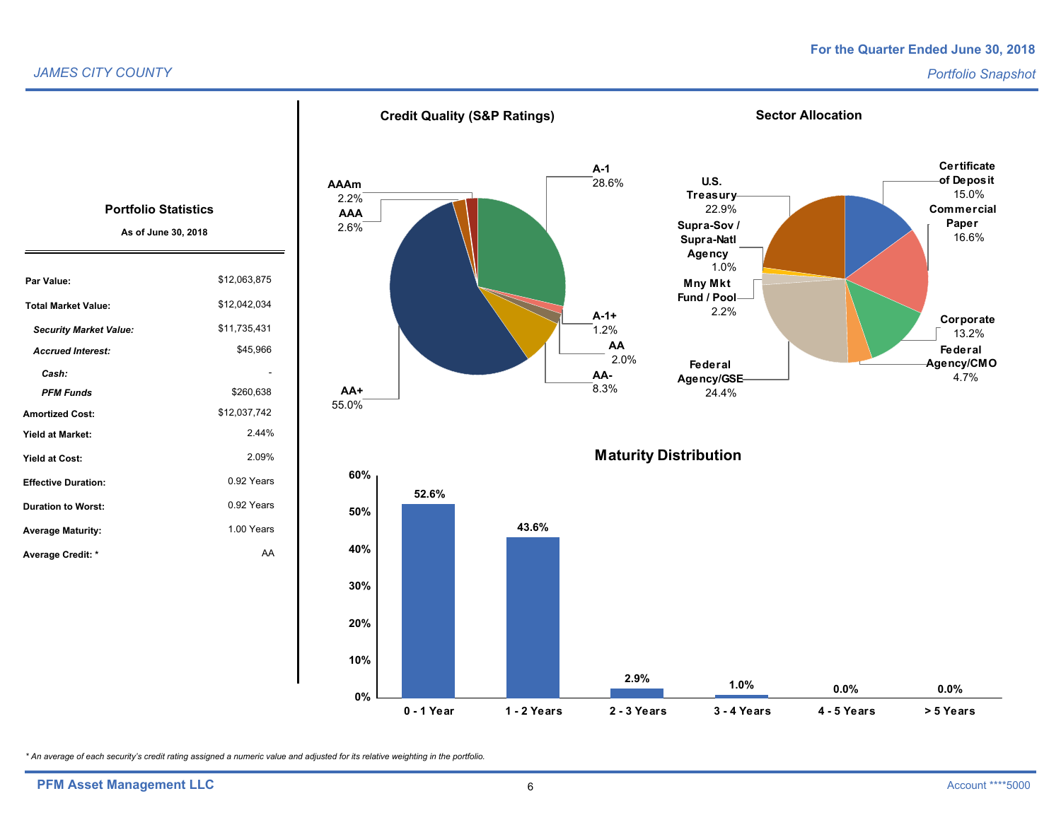JAMES CITY COUNTY

**For the Quarter Ended June 30, 2018**

*Portfolio Snapshot*

## Portfolio Statistics

**As of June 30, 2018**

| | |
|---|---|
| **Par Value:** | $12,063,875 |
| **Total Market Value:** | $12,042,034 |
| ***Security Market Value:*** | $11,735,431 |
| ***Accrued Interest:*** | $45,966 |
| ***Cash:*** | - |
| ***PFM Funds*** | $260,638 |
| **Amortized Cost:** | $12,037,742 |
| **Yield at Market:** | 2.44% |
| **Yield at Cost:** | 2.09% |
| **Effective Duration:** | 0.92 Years |
| **Duration to Worst:** | 0.92 Years |
| **Average Maturity:** | 1.00 Years |
| **Average Credit: *** | AA |

## Credit Quality (S&P Ratings)

| Rating | Percent |
|---|---|
| AAAm | 2.2% |
| AAA | 2.6% |
| A-1 | 28.6% |
| A-1+ | 1.2% |
| AA | 2.0% |
| AA- | 8.3% |
| AA+ | 55.0% |

## Sector Allocation

| Sector | Percent |
|---|---|
| U.S. Treasury | 22.9% |
| Supra-Sov / Supra-Natl Agency | 1.0% |
| Mny Mkt Fund / Pool | 2.2% |
| Federal Agency/GSE | 24.4% |
| Certificate of Deposit | 15.0% |
| Commercial Paper | 16.6% |
| Corporate | 13.2% |
| Federal Agency/CMO | 4.7% |

## Maturity Distribution

| Maturity | Percent |
|---|---|
| 0 - 1 Year | 52.6% |
| 1 - 2 Years | 43.6% |
| 2 - 3 Years | 2.9% |
| 3 - 4 Years | 1.0% |
| 4 - 5 Years | 0.0% |
| > 5 Years | 0.0% |

*\* An average of each security's credit rating assigned a numeric value and adjusted for its relative weighting in the portfolio.*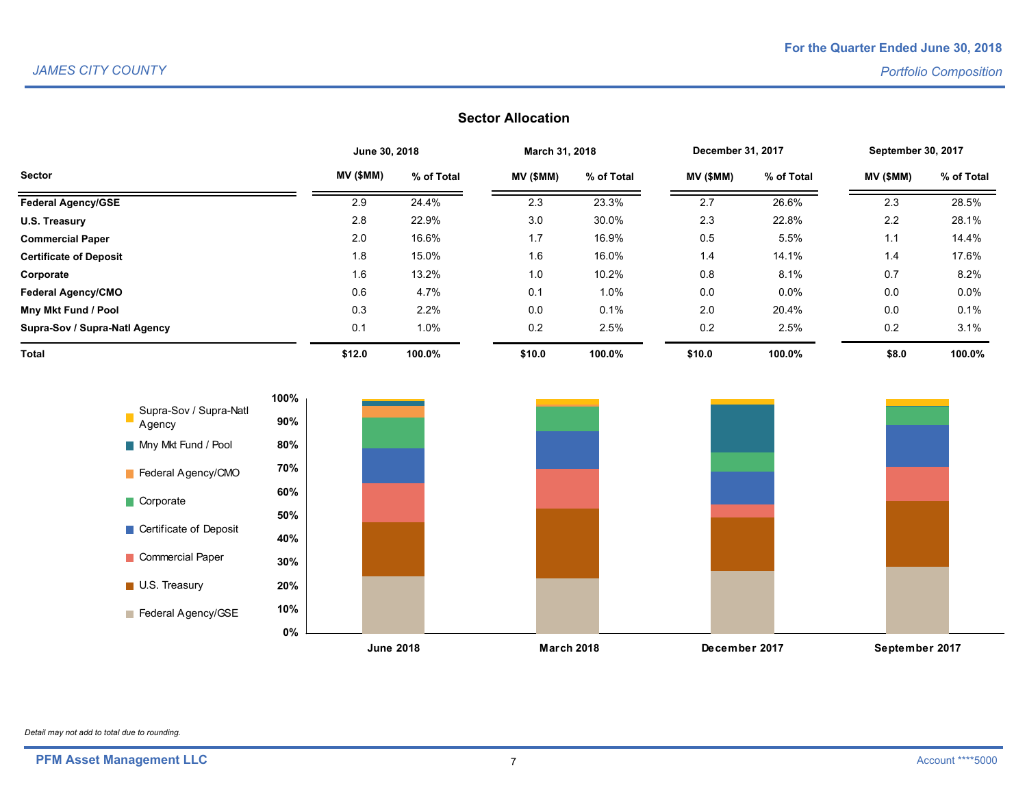## Sector Allocation

| Sector | June 30, 2018 | | March 31, 2018 | | December 31, 2017 | | September 30, 2017 | |
|---|---|---|---|---|---|---|---|---|
| | MV ($MM) | % of Total | MV ($MM) | % of Total | MV ($MM) | % of Total | MV ($MM) | % of Total |
| **Federal Agency/GSE** | 2.9 | 24.4% | 2.3 | 23.3% | 2.7 | 26.6% | 2.3 | 28.5% |
| **U.S. Treasury** | 2.8 | 22.9% | 3.0 | 30.0% | 2.3 | 22.8% | 2.2 | 28.1% |
| **Commercial Paper** | 2.0 | 16.6% | 1.7 | 16.9% | 0.5 | 5.5% | 1.1 | 14.4% |
| **Certificate of Deposit** | 1.8 | 15.0% | 1.6 | 16.0% | 1.4 | 14.1% | 1.4 | 17.6% |
| **Corporate** | 1.6 | 13.2% | 1.0 | 10.2% | 0.8 | 8.1% | 0.7 | 8.2% |
| **Federal Agency/CMO** | 0.6 | 4.7% | 0.1 | 1.0% | 0.0 | 0.0% | 0.0 | 0.0% |
| **Mny Mkt Fund / Pool** | 0.3 | 2.2% | 0.0 | 0.1% | 2.0 | 20.4% | 0.0 | 0.1% |
| **Supra-Sov / Supra-Natl Agency** | 0.1 | 1.0% | 0.2 | 2.5% | 0.2 | 2.5% | 0.2 | 3.1% |
| **Total** | **$12.0** | **100.0%** | **$10.0** | **100.0%** | **$10.0** | **100.0%** | **$8.0** | **100.0%** |

*Detail may not add to total due to rounding.*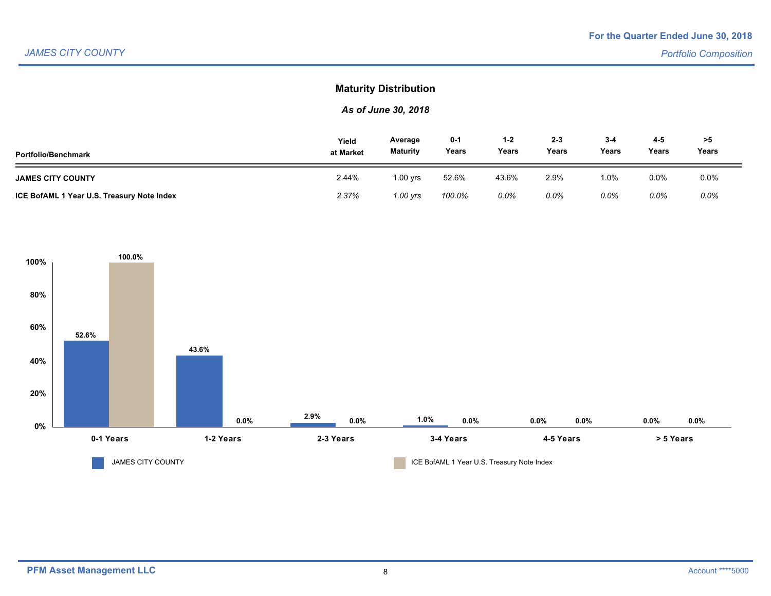## Maturity Distribution

### *As of June 30, 2018*

| Portfolio/Benchmark | Yield at Market | Average Maturity | 0-1 Years | 1-2 Years | 2-3 Years | 3-4 Years | 4-5 Years | >5 Years |
|---|---|---|---|---|---|---|---|---|
| **JAMES CITY COUNTY** | 2.44% | 1.00 yrs | 52.6% | 43.6% | 2.9% | 1.0% | 0.0% | 0.0% |
| **ICE BofAML 1 Year U.S. Treasury Note Index** | *2.37%* | *1.00 yrs* | *100.0%* | *0.0%* | *0.0%* | *0.0%* | *0.0%* | *0.0%* |

| Maturity | JAMES CITY COUNTY | ICE BofAML 1 Year U.S. Treasury Note Index |
|---|---|---|
| 0-1 Years | 52.6% | 100.0% |
| 1-2 Years | 43.6% | 0.0% |
| 2-3 Years | 2.9% | 0.0% |
| 3-4 Years | 1.0% | 0.0% |
| 4-5 Years | 0.0% | 0.0% |
| > 5 Years | 0.0% | 0.0% |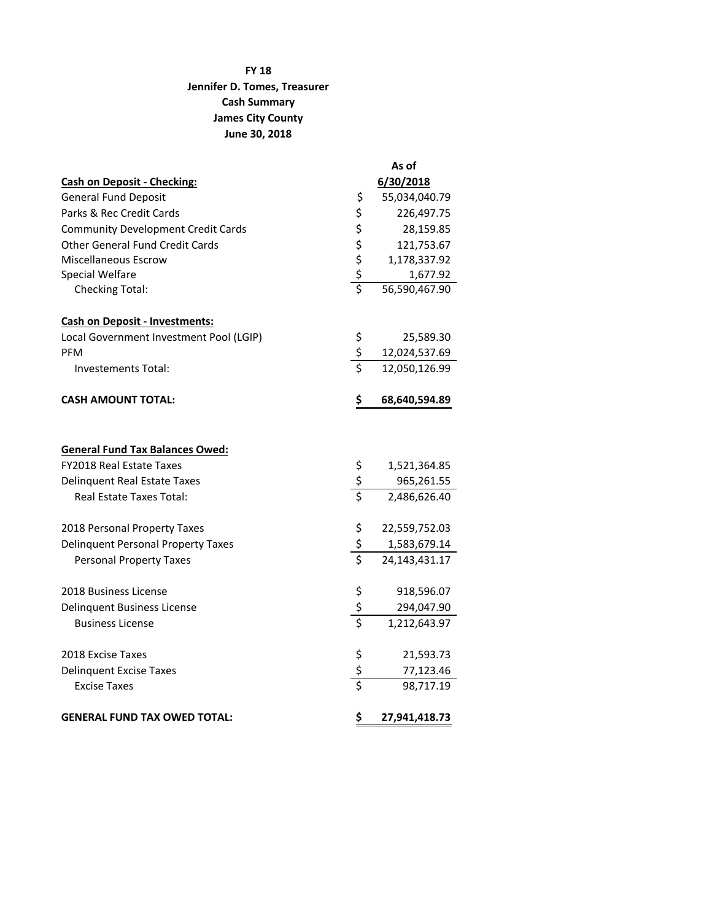**FY 18**
**Jennifer D. Tomes, Treasurer**
**Cash Summary**
**James City County**
**June 30, 2018**

| | | As of |
|---|---|---|
| **Cash on Deposit - Checking:** | | **6/30/2018** |
| General Fund Deposit | $ | 55,034,040.79 |
| Parks & Rec Credit Cards | $ | 226,497.75 |
| Community Development Credit Cards | $ | 28,159.85 |
| Other General Fund Credit Cards | $ | 121,753.67 |
| Miscellaneous Escrow | $ | 1,178,337.92 |
| Special Welfare | $ | 1,677.92 |
| Checking Total: | $ | 56,590,467.90 |
| | | |
| **Cash on Deposit - Investments:** | | |
| Local Government Investment Pool (LGIP) | $ | 25,589.30 |
| PFM | $ | 12,024,537.69 |
| Investements Total: | $ | 12,050,126.99 |
| | | |
| **CASH AMOUNT TOTAL:** | **$** | **68,640,594.89** |
| | | |
| **General Fund Tax Balances Owed:** | | |
| FY2018 Real Estate Taxes | $ | 1,521,364.85 |
| Delinquent Real Estate Taxes | $ | 965,261.55 |
| Real Estate Taxes Total: | $ | 2,486,626.40 |
| | | |
| 2018 Personal Property Taxes | $ | 22,559,752.03 |
| Delinquent Personal Property Taxes | $ | 1,583,679.14 |
| Personal Property Taxes | $ | 24,143,431.17 |
| | | |
| 2018 Business License | $ | 918,596.07 |
| Delinquent Business License | $ | 294,047.90 |
| Business License | $ | 1,212,643.97 |
| | | |
| 2018 Excise Taxes | $ | 21,593.73 |
| Delinquent Excise Taxes | $ | 77,123.46 |
| Excise Taxes | $ | 98,717.19 |
| | | |
| **GENERAL FUND TAX OWED TOTAL:** | **$** | **27,941,418.73** |